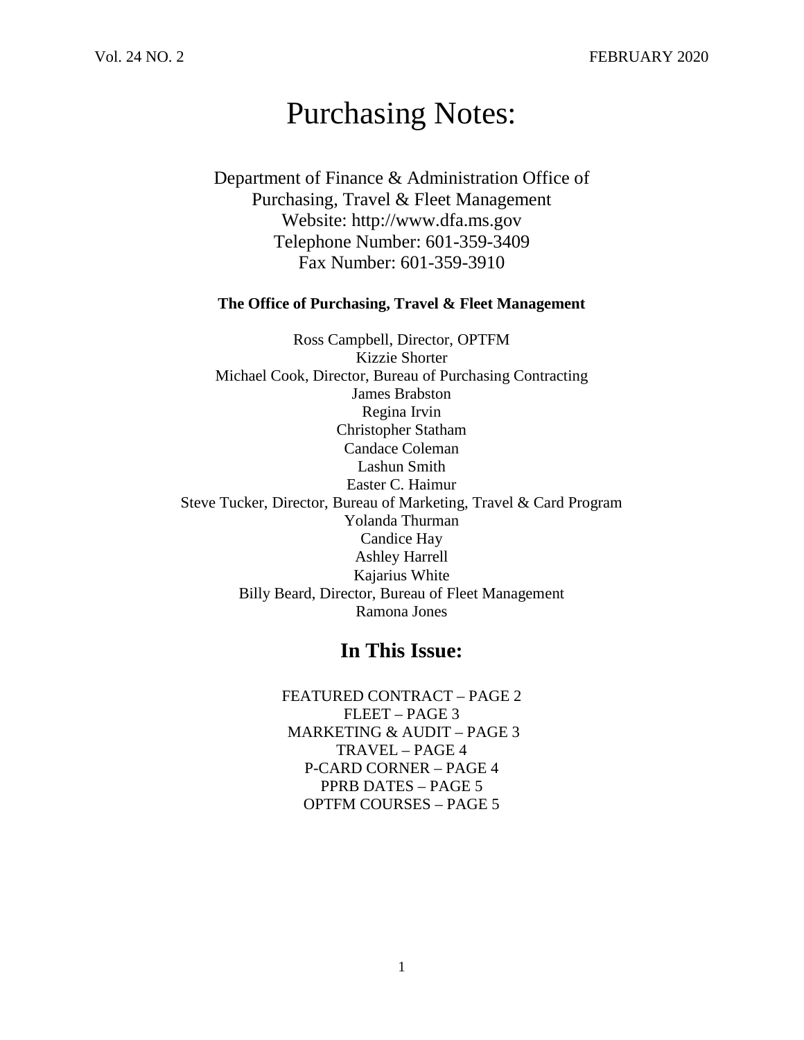Vol. 24 NO. 2 FEBRUARY 2020

# Purchasing Notes:

Department of Finance & Administration Office of Purchasing, Travel & Fleet Management
Website: http://www.dfa.ms.gov
Telephone Number: 601-359-3409
Fax Number: 601-359-3910

**The Office of Purchasing, Travel & Fleet Management**

Ross Campbell, Director, OPTFM
Kizzie Shorter
Michael Cook, Director, Bureau of Purchasing Contracting
James Brabston
Regina Irvin
Christopher Statham
Candace Coleman
Lashun Smith
Easter C. Haimur
Steve Tucker, Director, Bureau of Marketing, Travel & Card Program
Yolanda Thurman
Candice Hay
Ashley Harrell
Kajarius White
Billy Beard, Director, Bureau of Fleet Management
Ramona Jones

## In This Issue:

FEATURED CONTRACT – PAGE 2
FLEET – PAGE 3
MARKETING & AUDIT – PAGE 3
TRAVEL – PAGE 4
P-CARD CORNER – PAGE 4
PPRB DATES – PAGE 5
OPTFM COURSES – PAGE 5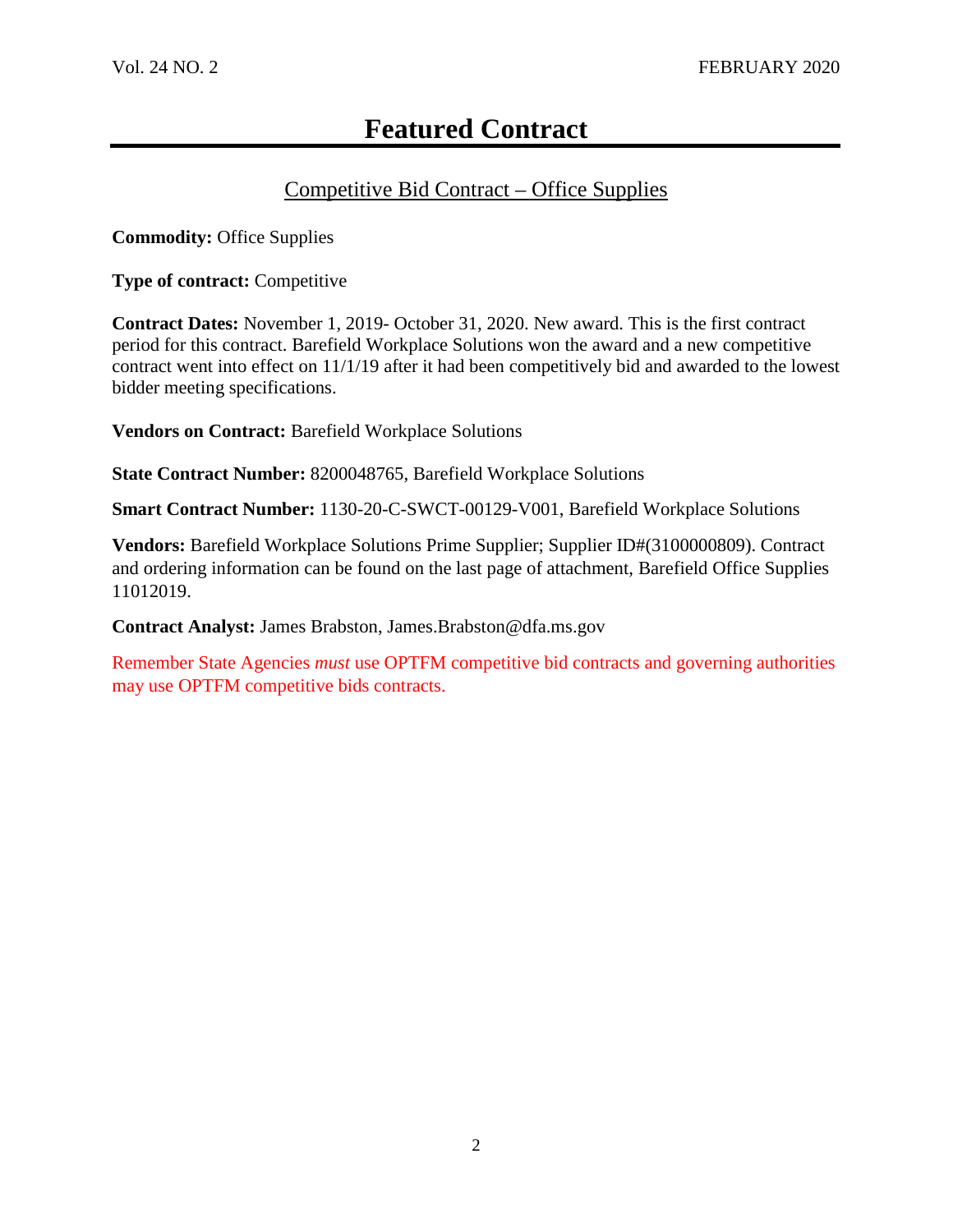# Featured Contract

## Competitive Bid Contract – Office Supplies

**Commodity:** Office Supplies

**Type of contract:** Competitive

**Contract Dates:** November 1, 2019- October 31, 2020. New award. This is the first contract period for this contract. Barefield Workplace Solutions won the award and a new competitive contract went into effect on 11/1/19 after it had been competitively bid and awarded to the lowest bidder meeting specifications.

**Vendors on Contract:** Barefield Workplace Solutions

**State Contract Number:** 8200048765, Barefield Workplace Solutions

**Smart Contract Number:** 1130-20-C-SWCT-00129-V001, Barefield Workplace Solutions

**Vendors:** Barefield Workplace Solutions Prime Supplier; Supplier ID#(3100000809). Contract and ordering information can be found on the last page of attachment, Barefield Office Supplies 11012019.

**Contract Analyst:** James Brabston, James.Brabston@dfa.ms.gov

Remember State Agencies *must* use OPTFM competitive bid contracts and governing authorities may use OPTFM competitive bids contracts.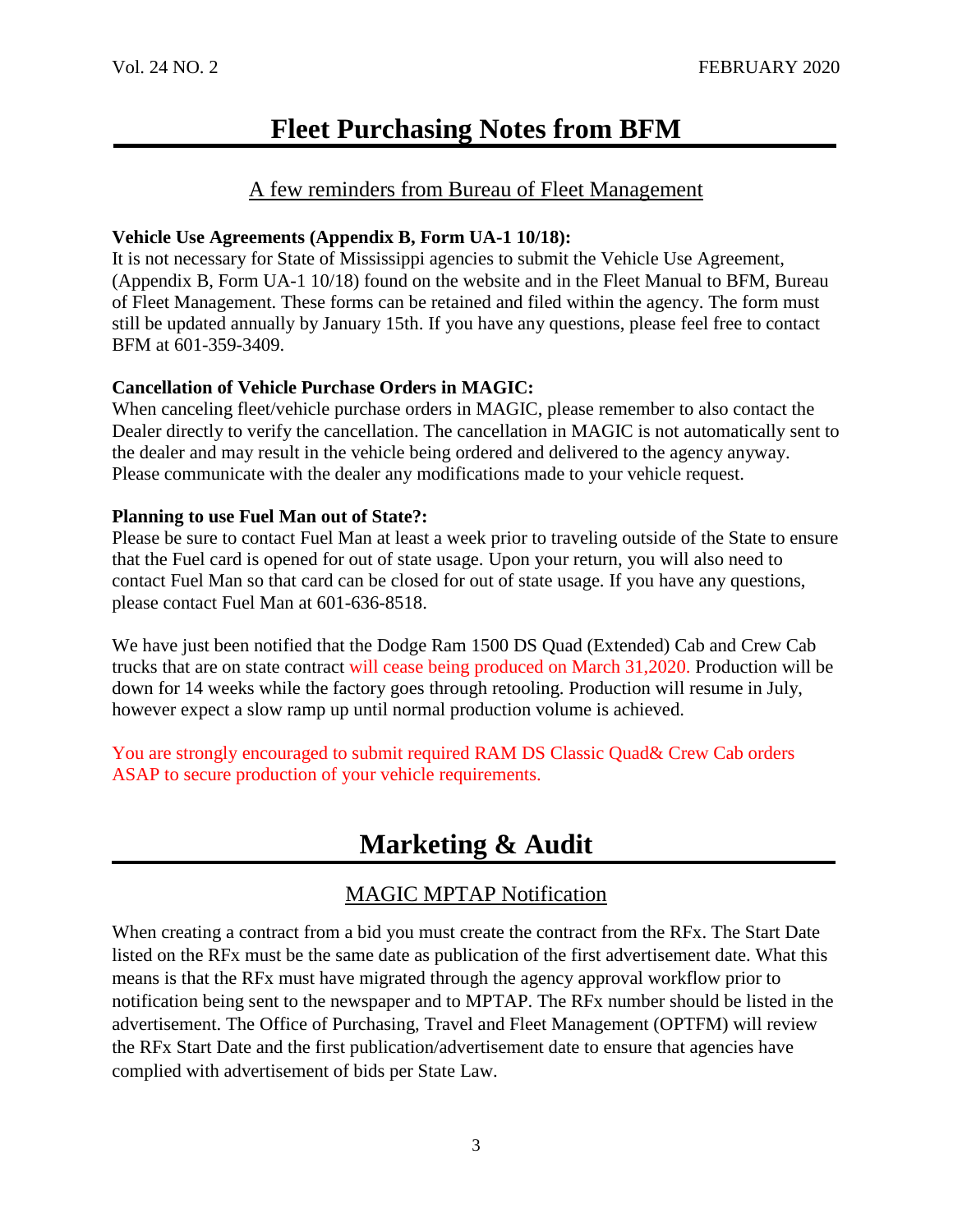# Fleet Purchasing Notes from BFM

## A few reminders from Bureau of Fleet Management

**Vehicle Use Agreements (Appendix B, Form UA-1 10/18):**
It is not necessary for State of Mississippi agencies to submit the Vehicle Use Agreement, (Appendix B, Form UA-1 10/18) found on the website and in the Fleet Manual to BFM, Bureau of Fleet Management. These forms can be retained and filed within the agency. The form must still be updated annually by January 15th. If you have any questions, please feel free to contact BFM at 601-359-3409.

**Cancellation of Vehicle Purchase Orders in MAGIC:**
When canceling fleet/vehicle purchase orders in MAGIC, please remember to also contact the Dealer directly to verify the cancellation. The cancellation in MAGIC is not automatically sent to the dealer and may result in the vehicle being ordered and delivered to the agency anyway. Please communicate with the dealer any modifications made to your vehicle request.

**Planning to use Fuel Man out of State?:**
Please be sure to contact Fuel Man at least a week prior to traveling outside of the State to ensure that the Fuel card is opened for out of state usage. Upon your return, you will also need to contact Fuel Man so that card can be closed for out of state usage. If you have any questions, please contact Fuel Man at 601-636-8518.

We have just been notified that the Dodge Ram 1500 DS Quad (Extended) Cab and Crew Cab trucks that are on state contract will cease being produced on March 31,2020. Production will be down for 14 weeks while the factory goes through retooling. Production will resume in July, however expect a slow ramp up until normal production volume is achieved.

You are strongly encouraged to submit required RAM DS Classic Quad& Crew Cab orders ASAP to secure production of your vehicle requirements.

# Marketing & Audit

## MAGIC MPTAP Notification

When creating a contract from a bid you must create the contract from the RFx. The Start Date listed on the RFx must be the same date as publication of the first advertisement date. What this means is that the RFx must have migrated through the agency approval workflow prior to notification being sent to the newspaper and to MPTAP. The RFx number should be listed in the advertisement. The Office of Purchasing, Travel and Fleet Management (OPTFM) will review the RFx Start Date and the first publication/advertisement date to ensure that agencies have complied with advertisement of bids per State Law.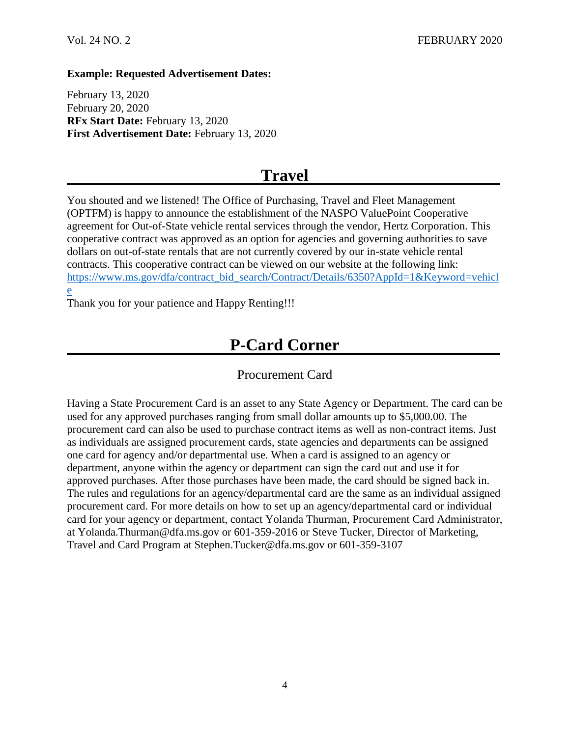**Example: Requested Advertisement Dates:**

February 13, 2020
February 20, 2020
**RFx Start Date:** February 13, 2020
**First Advertisement Date:** February 13, 2020

# Travel

You shouted and we listened! The Office of Purchasing, Travel and Fleet Management (OPTFM) is happy to announce the establishment of the NASPO ValuePoint Cooperative agreement for Out-of-State vehicle rental services through the vendor, Hertz Corporation. This cooperative contract was approved as an option for agencies and governing authorities to save dollars on out-of-state rentals that are not currently covered by our in-state vehicle rental contracts. This cooperative contract can be viewed on our website at the following link: https://www.ms.gov/dfa/contract_bid_search/Contract/Details/6350?AppId=1&Keyword=vehicle

Thank you for your patience and Happy Renting!!!

# P-Card Corner

## Procurement Card

Having a State Procurement Card is an asset to any State Agency or Department. The card can be used for any approved purchases ranging from small dollar amounts up to $5,000.00. The procurement card can also be used to purchase contract items as well as non-contract items. Just as individuals are assigned procurement cards, state agencies and departments can be assigned one card for agency and/or departmental use. When a card is assigned to an agency or department, anyone within the agency or department can sign the card out and use it for approved purchases. After those purchases have been made, the card should be signed back in. The rules and regulations for an agency/departmental card are the same as an individual assigned procurement card. For more details on how to set up an agency/departmental card or individual card for your agency or department, contact Yolanda Thurman, Procurement Card Administrator, at Yolanda.Thurman@dfa.ms.gov or 601-359-2016 or Steve Tucker, Director of Marketing, Travel and Card Program at Stephen.Tucker@dfa.ms.gov or 601-359-3107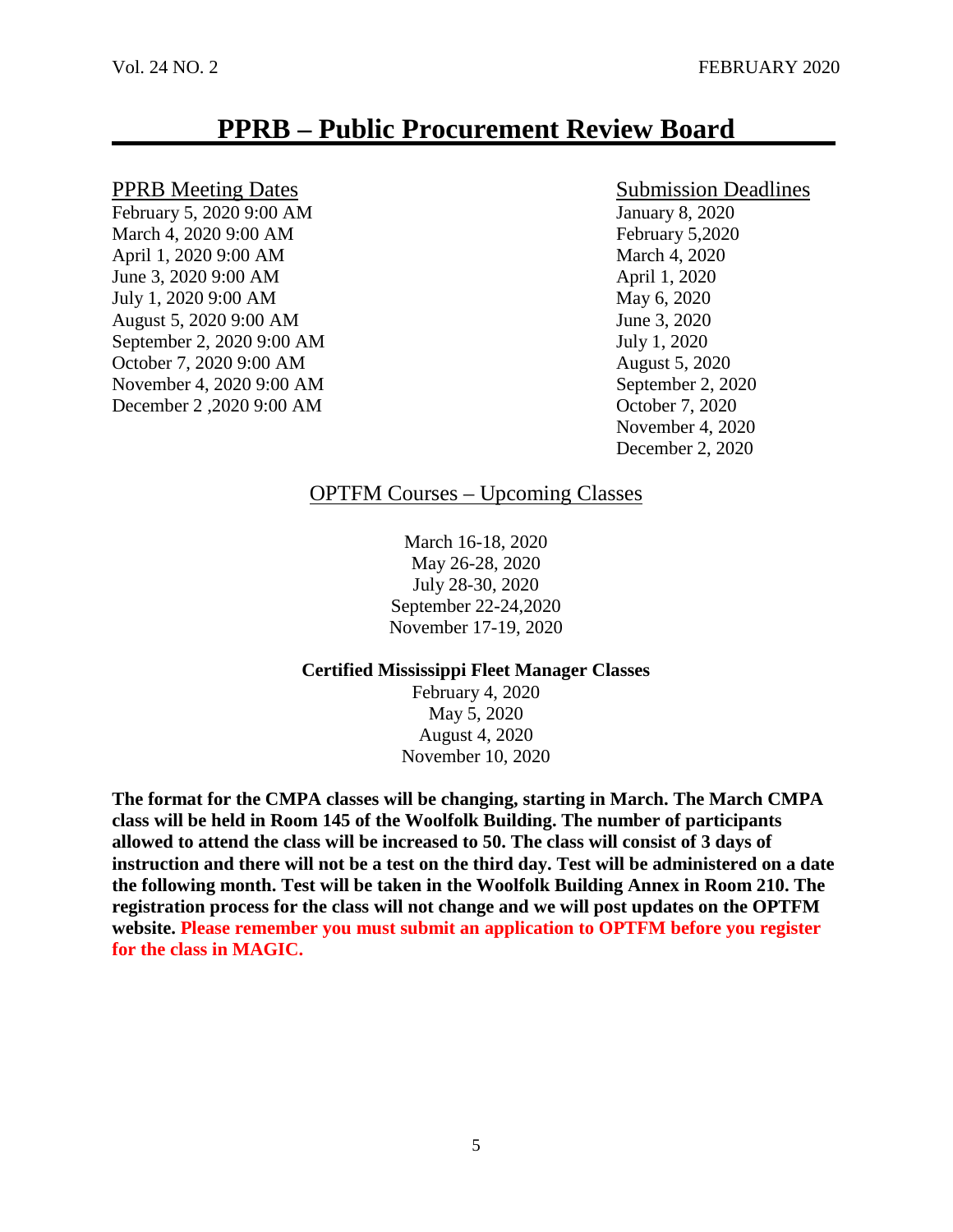# PPRB – Public Procurement Review Board

| PPRB Meeting Dates | Submission Deadlines |
| --- | --- |
| February 5, 2020 9:00 AM | January 8, 2020 |
| March 4, 2020 9:00 AM | February 5,2020 |
| April 1, 2020 9:00 AM | March 4, 2020 |
| June 3, 2020 9:00 AM | April 1, 2020 |
| July 1, 2020 9:00 AM | May 6, 2020 |
| August 5, 2020 9:00 AM | June 3, 2020 |
| September 2, 2020 9:00 AM | July 1, 2020 |
| October 7, 2020 9:00 AM | August 5, 2020 |
| November 4, 2020 9:00 AM | September 2, 2020 |
| December 2 ,2020 9:00 AM | October 7, 2020 |
| | November 4, 2020 |
| | December 2, 2020 |

## OPTFM Courses – Upcoming Classes

March 16-18, 2020
May 26-28, 2020
July 28-30, 2020
September 22-24,2020
November 17-19, 2020

**Certified Mississippi Fleet Manager Classes**

February 4, 2020
May 5, 2020
August 4, 2020
November 10, 2020

**The format for the CMPA classes will be changing, starting in March. The March CMPA class will be held in Room 145 of the Woolfolk Building. The number of participants allowed to attend the class will be increased to 50. The class will consist of 3 days of instruction and there will not be a test on the third day. Test will be administered on a date the following month. Test will be taken in the Woolfolk Building Annex in Room 210. The registration process for the class will not change and we will post updates on the OPTFM website. Please remember you must submit an application to OPTFM before you register for the class in MAGIC.**